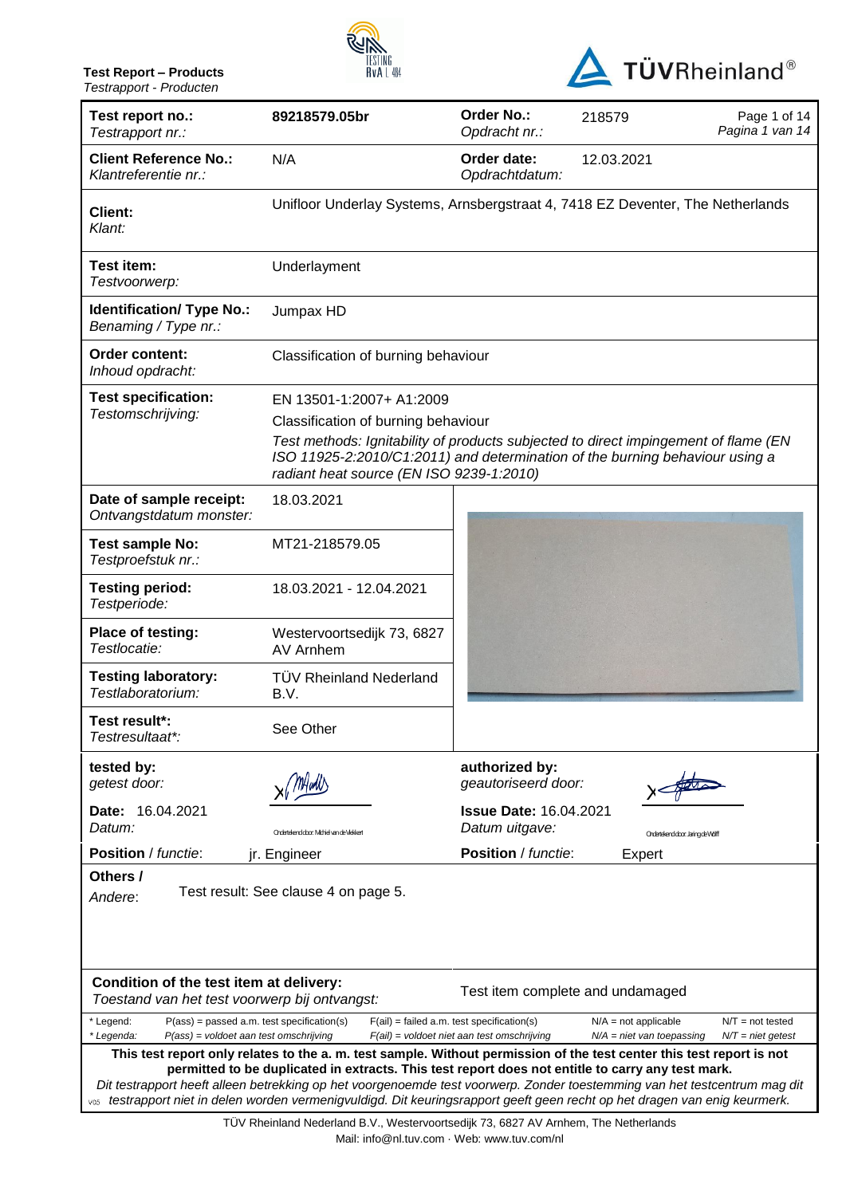**Test Report – Products**
*Testrapport - Producten*

| | | | | |
|---|---|---|---|---|
| **Test report no.:** *Testrapport nr.:* | **89218579.05br** | **Order No.:** *Opdracht nr.:* | 218579 | |
| **Client Reference No.:** *Klantreferentie nr.:* | N/A | **Order date:** *Opdrachtdatum:* | 12.03.2021 | |
| **Client:** *Klant:* | Unifloor Underlay Systems, Arnsbergstraat 4, 7418 EZ Deventer, The Netherlands | | | |
| **Test item:** *Testvoorwerp:* | Underlayment | | | |
| **Identification/ Type No.:** *Benaming / Type nr.:* | Jumpax HD | | | |
| **Order content:** *Inhoud opdracht:* | Classification of burning behaviour | | | |
| **Test specification:** *Testomschrijving:* | EN 13501-1:2007+ A1:2009<br>Classification of burning behaviour<br>*Test methods: Ignitability of products subjected to direct impingement of flame (EN ISO 11925-2:2010/C1:2011) and determination of the burning behaviour using a radiant heat source (EN ISO 9239-1:2010)* | | | |
| **Date of sample receipt:** *Ontvangstdatum monster:* | 18.03.2021 | | | |
| **Test sample No:** *Testproefstuk nr.:* | MT21-218579.05 | | | |
| **Testing period:** *Testperiode:* | 18.03.2021 - 12.04.2021 | | | |
| **Place of testing:** *Testlocatie:* | Westervoortsedijk 73, 6827 AV Arnhem | | | |
| **Testing laboratory:** *Testlaboratorium:* | TÜV Rheinland Nederland B.V. | | | |
| **Test result*:** *Testresultaat*:* | See Other | | | |
| **tested by:** *getest door:* | Ondertekend door: Michiel van de Velde | **authorized by:** *geautoriseerd door:* | Ondertekend door: Jaring de Wolff | |
| **Date:** 16.04.2021 *Datum:* | | **Issue Date:** 16.04.2021 *Datum uitgave:* | | |
| **Position** / *functie*: | jr. Engineer | **Position** / *functie*: | Expert | |
| **Others /** *Andere*: | Test result: See clause 4 on page 5. | | | |
| **Condition of the test item at delivery:** *Toestand van het test voorwerp bij ontvangst:* | Test item complete and undamaged | | | |

\* Legend: P(ass) = passed a.m. test specification(s) F(ail) = failed a.m. test specification(s) N/A = not applicable N/T = not tested
\* *Legenda: P(ass) = voldoet aan test omschrijving F(ail) = voldoet niet aan test omschrijving N/A = niet van toepassing N/T = niet getest*

**This test report only relates to the a. m. test sample. Without permission of the test center this test report is not permitted to be duplicated in extracts. This test report does not entitle to carry any test mark.**

*Dit testrapport heeft alleen betrekking op het voorgenoemde test voorwerp. Zonder toestemming van het testcentrum mag dit testrapport niet in delen worden vermenigvuldigd. Dit keuringsrapport geeft geen recht op het dragen van enig keurmerk.*

TÜV Rheinland Nederland B.V., Westervoortsedijk 73, 6827 AV Arnhem, The Netherlands
Mail: info@nl.tuv.com · Web: www.tuv.com/nl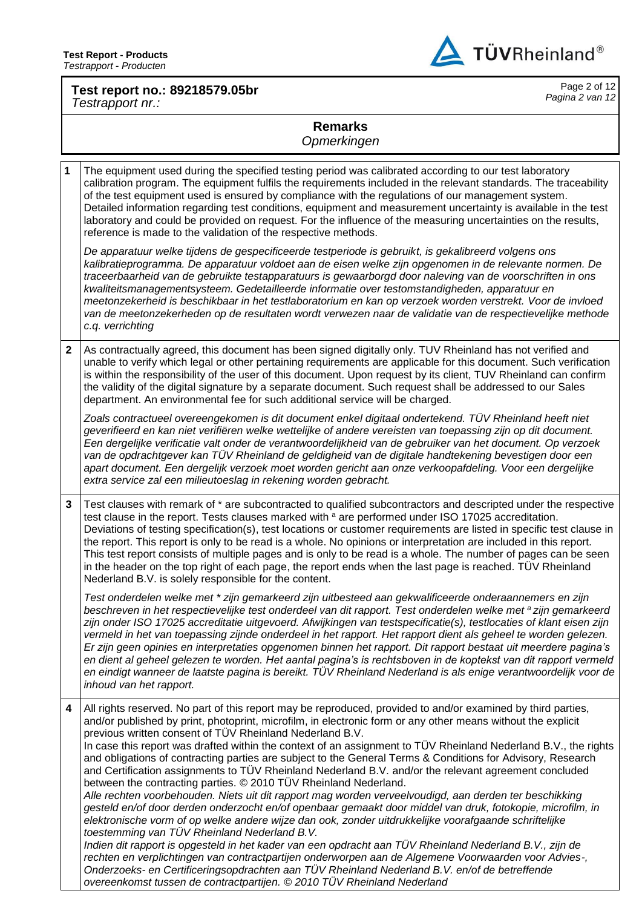**Test report no.: 89218579.05br**
*Testrapport nr.:*

## Remarks
*Opmerkingen*

| | |
|---|---|
| **1** | The equipment used during the specified testing period was calibrated according to our test laboratory calibration program. The equipment fulfils the requirements included in the relevant standards. The traceability of the test equipment used is ensured by compliance with the regulations of our management system. Detailed information regarding test conditions, equipment and measurement uncertainty is available in the test laboratory and could be provided on request. For the influence of the measuring uncertainties on the results, reference is made to the validation of the respective methods.<br><br>*De apparatuur welke tijdens de gespecificeerde testperiode is gebruikt, is gekalibreerd volgens ons kalibratieprogramma. De apparatuur voldoet aan de eisen welke zijn opgenomen in de relevante normen. De traceerbaarheid van de gebruikte testapparatuurs is gewaarborgd door naleving van de voorschriften in ons kwaliteitsmanagementsysteem. Gedetailleerde informatie over testomstandigheden, apparatuur en meetonzekerheid is beschikbaar in het testlaboratorium en kan op verzoek worden verstrekt. Voor de invloed van de meetonzekerheden op de resultaten wordt verwezen naar de validatie van de respectievelijke methode c.q. verrichting* |
| **2** | As contractually agreed, this document has been signed digitally only. TUV Rheinland has not verified and unable to verify which legal or other pertaining requirements are applicable for this document. Such verification is within the responsibility of the user of this document. Upon request by its client, TUV Rheinland can confirm the validity of the digital signature by a separate document. Such request shall be addressed to our Sales department. An environmental fee for such additional service will be charged.<br><br>*Zoals contractueel overeengekomen is dit document enkel digitaal ondertekend. TÜV Rheinland heeft niet geverifieerd en kan niet verifiëren welke wettelijke of andere vereisten van toepassing zijn op dit document. Een dergelijke verificatie valt onder de verantwoordelijkheid van de gebruiker van het document. Op verzoek van de opdrachtgever kan TÜV Rheinland de geldigheid van de digitale handtekening bevestigen door een apart document. Een dergelijk verzoek moet worden gericht aan onze verkoopafdeling. Voor een dergelijke extra service zal een milieutoeslag in rekening worden gebracht.* |
| **3** | Test clauses with remark of * are subcontracted to qualified subcontractors and descripted under the respective test clause in the report. Tests clauses marked with [a] are performed under ISO 17025 accreditation. Deviations of testing specification(s), test locations or customer requirements are listed in specific test clause in the report. This report is only to be read is a whole. No opinions or interpretation are included in this report. This test report consists of multiple pages and is only to be read is a whole. The number of pages can be seen in the header on the top right of each page, the report ends when the last page is reached. TÜV Rheinland Nederland B.V. is solely responsible for the content.<br><br>*Test onderdelen welke met * zijn gemarkeerd zijn uitbesteed aan gekwalificeerde onderaannemers en zijn beschreven in het respectievelijke test onderdeel van dit rapport. Test onderdelen welke met [a] zijn gemarkeerd zijn onder ISO 17025 accreditatie uitgevoerd. Afwijkingen van testspecificatie(s), testlocaties of klant eisen zijn vermeld in het van toepassing zijnde onderdeel in het rapport. Het rapport dient als geheel te worden gelezen. Er zijn geen opinies en interpretaties opgenomen binnen het rapport. Dit rapport bestaat uit meerdere pagina's en dient al geheel gelezen te worden. Het aantal pagina's is rechtsboven in de koptekst van dit rapport vermeld en eindigt wanneer de laatste pagina is bereikt. TÜV Rheinland Nederland is als enige verantwoordelijk voor de inhoud van het rapport.* |
| **4** | All rights reserved. No part of this report may be reproduced, provided to and/or examined by third parties, and/or published by print, photoprint, microfilm, in electronic form or any other means without the explicit previous written consent of TÜV Rheinland Nederland B.V.<br>In case this report was drafted within the context of an assignment to TÜV Rheinland Nederland B.V., the rights and obligations of contracting parties are subject to the General Terms & Conditions for Advisory, Research and Certification assignments to TÜV Rheinland Nederland B.V. and/or the relevant agreement concluded between the contracting parties. © 2010 TÜV Rheinland Nederland.<br>*Alle rechten voorbehouden. Niets uit dit rapport mag worden verveelvoudigd, aan derden ter beschikking gesteld en/of door derden onderzocht en/of openbaar gemaakt door middel van druk, fotokopie, microfilm, in elektronische vorm of op welke andere wijze dan ook, zonder uitdrukkelijke voorafgaande schriftelijke toestemming van TÜV Rheinland Nederland B.V.*<br>*Indien dit rapport is opgesteld in het kader van een opdracht aan TÜV Rheinland Nederland B.V., zijn de rechten en verplichtingen van contractpartijen onderworpen aan de Algemene Voorwaarden voor Advies-, Onderzoeks- en Certificeringsopdrachten aan TÜV Rheinland Nederland B.V. en/of de betreffende overeenkomst tussen de contractpartijen. © 2010 TÜV Rheinland Nederland* |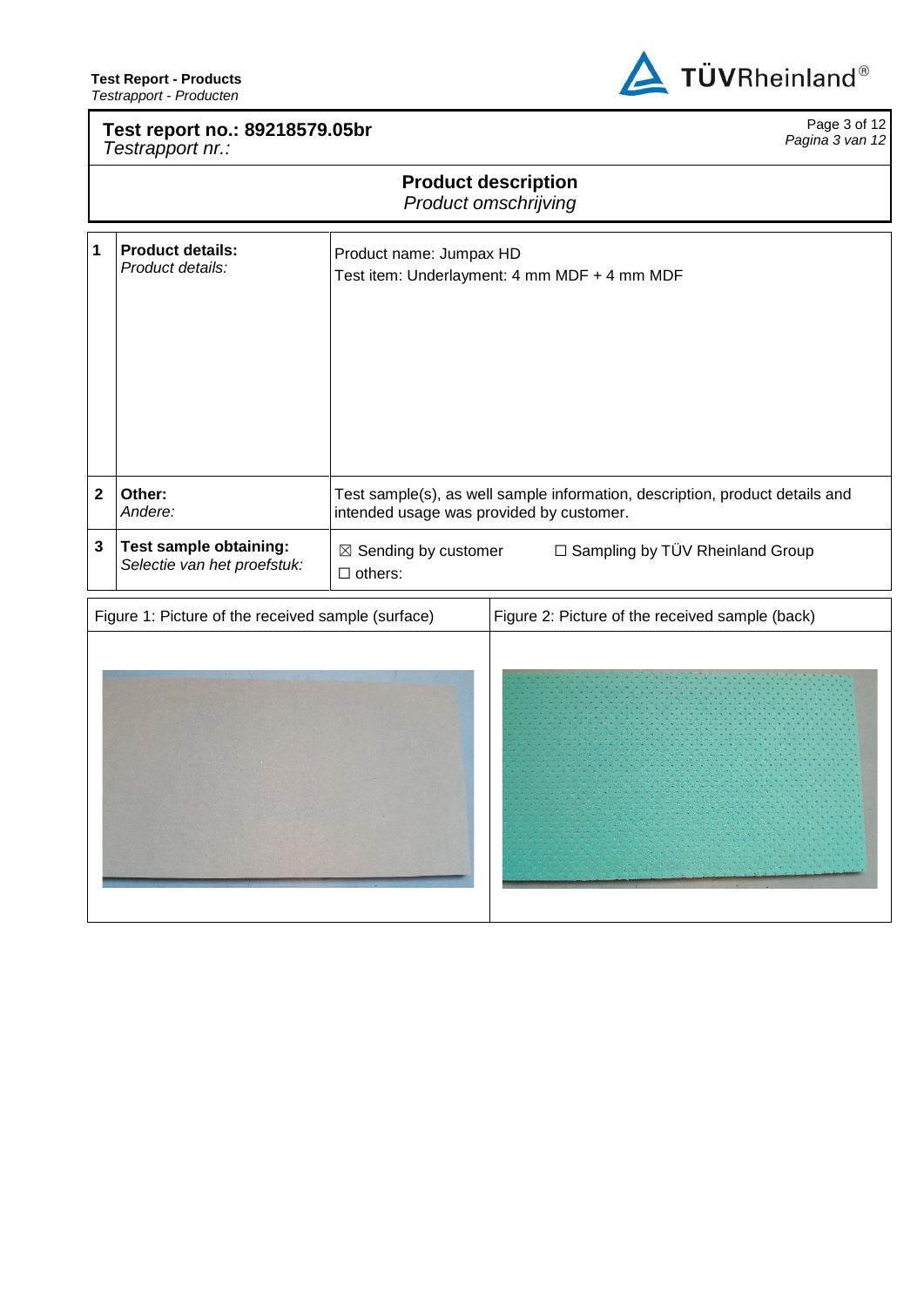**Test report no.: 89218579.05br**
*Testrapport nr.:*

## Product description
*Product omschrijving*

| | | |
|---|---|---|
| 1 | **Product details:** *Product details:* | Product name: Jumpax HD<br>Test item: Underlayment: 4 mm MDF + 4 mm MDF |
| 2 | **Other:** *Andere:* | Test sample(s), as well sample information, description, product details and intended usage was provided by customer. |
| 3 | **Test sample obtaining:** *Selectie van het proefstuk:* | ☒ Sending by customer ☐ Sampling by TÜV Rheinland Group<br>☐ others: |

| Figure 1: Picture of the received sample (surface) | Figure 2: Picture of the received sample (back) |
|---|---|
| | |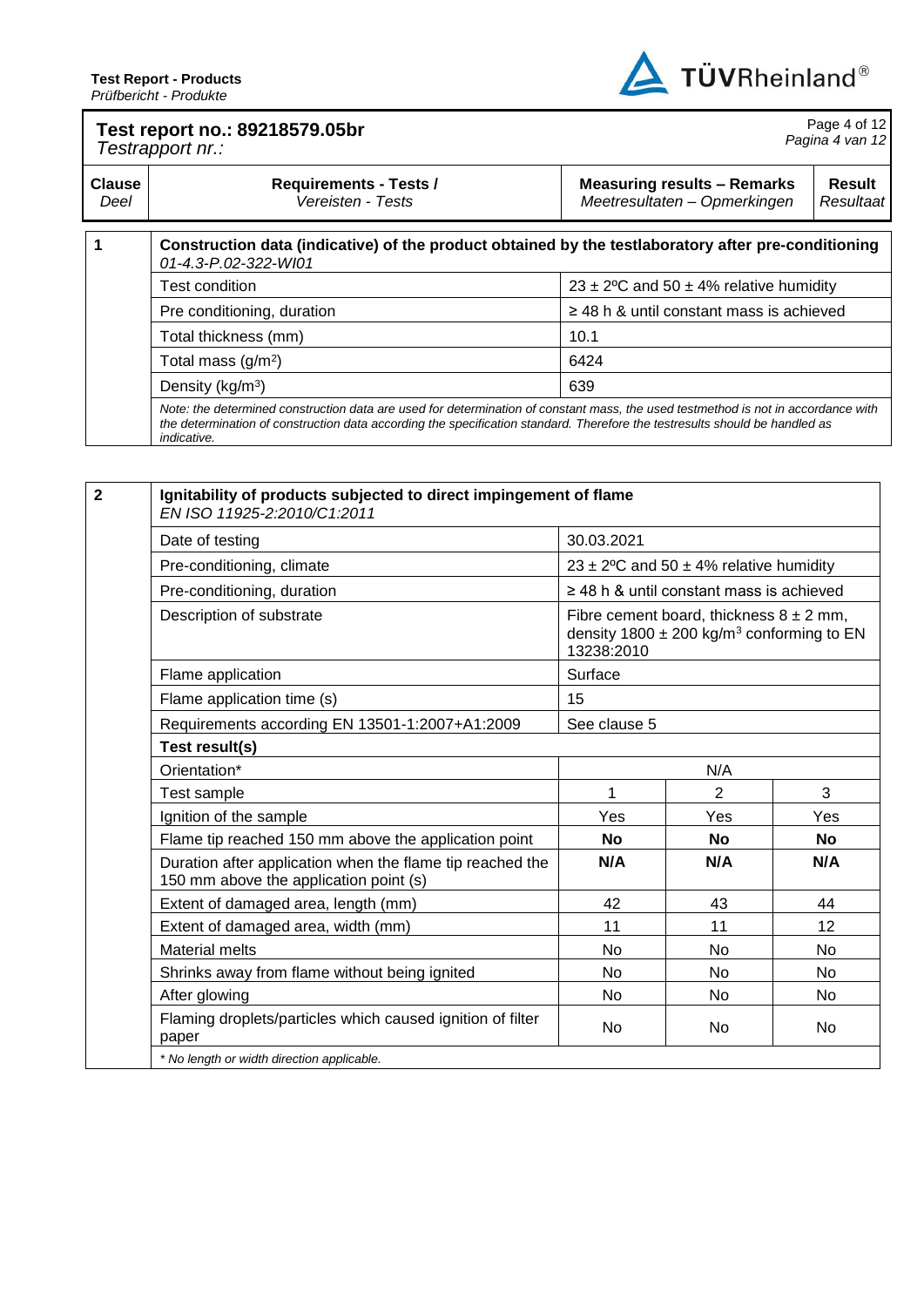**Test report no.: 89218579.05br**
*Testrapport nr.:*

| Clause *Deel* | Requirements - Tests / *Vereisten - Tests* | Measuring results – Remarks *Meetresultaten – Opmerkingen* | Result *Resultaat* |
|---|---|---|---|

| 1 | **Construction data (indicative) of the product obtained by the testlaboratory after pre-conditioning** *01-4.3-P.02-322-WI01* | |
|---|---|---|
| | Test condition | 23 ± 2ºC and 50 ± 4% relative humidity |
| | Pre conditioning, duration | ≥ 48 h & until constant mass is achieved |
| | Total thickness (mm) | 10.1 |
| | Total mass (g/m$^2$) | 6424 |
| | Density (kg/m$^3$) | 639 |
| | *Note: the determined construction data are used for determination of constant mass, the used testmethod is not in accordance with the determination of construction data according the specification standard. Therefore the testresults should be handled as indicative.* | |

| 2 | **Ignitability of products subjected to direct impingement of flame** *EN ISO 11925-2:2010/C1:2011* | | | |
|---|---|---|---|---|
| | Date of testing | 30.03.2021 | | |
| | Pre-conditioning, climate | 23 ± 2ºC and 50 ± 4% relative humidity | | |
| | Pre-conditioning, duration | ≥ 48 h & until constant mass is achieved | | |
| | Description of substrate | Fibre cement board, thickness 8 ± 2 mm, density 1800 ± 200 kg/m$^3$ conforming to EN 13238:2010 | | |
| | Flame application | Surface | | |
| | Flame application time (s) | 15 | | |
| | Requirements according EN 13501-1:2007+A1:2009 | See clause 5 | | |
| | **Test result(s)** | | | |
| | Orientation* | N/A | | |
| | Test sample | 1 | 2 | 3 |
| | Ignition of the sample | Yes | Yes | Yes |
| | Flame tip reached 150 mm above the application point | **No** | **No** | **No** |
| | Duration after application when the flame tip reached the 150 mm above the application point (s) | **N/A** | **N/A** | **N/A** |
| | Extent of damaged area, length (mm) | 42 | 43 | 44 |
| | Extent of damaged area, width (mm) | 11 | 11 | 12 |
| | Material melts | No | No | No |
| | Shrinks away from flame without being ignited | No | No | No |
| | After glowing | No | No | No |
| | Flaming droplets/particles which caused ignition of filter paper | No | No | No |
| | *\* No length or width direction applicable.* | | | |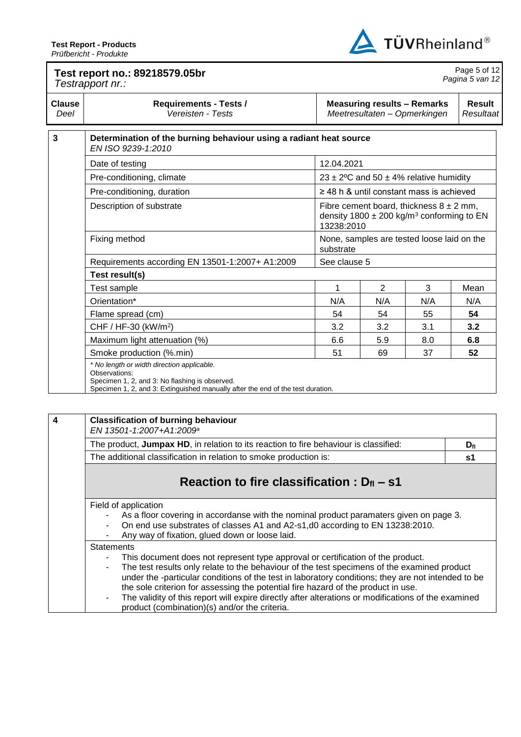**Test Report - Products**
*Prüfbericht - Produkte*

**Test report no.: 89218579.05br**
*Testrapport nr.:*

| Clause *Deel* | Requirements - Tests / *Vereisten - Tests* | Measuring results – Remarks *Meetresultaten – Opmerkingen* | Result *Resultaat* |
|---|---|---|---|

| 3 | **Determination of the burning behaviour using a radiant heat source** *EN ISO 9239-1:2010* | | | | |
|---|---|---|---|---|---|
| | Date of testing | 12.04.2021 | | | |
| | Pre-conditioning, climate | 23 ± 2ºC and 50 ± 4% relative humidity | | | |
| | Pre-conditioning, duration | ≥ 48 h & until constant mass is achieved | | | |
| | Description of substrate | Fibre cement board, thickness 8 ± 2 mm, density 1800 ± 200 kg/m³ conforming to EN 13238:2010 | | | |
| | Fixing method | None, samples are tested loose laid on the substrate | | | |
| | Requirements according EN 13501-1:2007+ A1:2009 | See clause 5 | | | |
| | **Test result(s)** | | | | |
| | Test sample | 1 | 2 | 3 | Mean |
| | Orientation* | N/A | N/A | N/A | N/A |
| | Flame spread (cm) | 54 | 54 | 55 | **54** |
| | CHF / HF-30 (kW/m²) | 3.2 | 3.2 | 3.1 | **3.2** |
| | Maximum light attenuation (%) | 6.6 | 5.9 | 8.0 | **6.8** |
| | Smoke production (%.min) | 51 | 69 | 37 | **52** |

*\* No length or width direction applicable.*
Observations:
Specimen 1, 2, and 3: No flashing is observed.
Specimen 1, 2, and 3: Extinguished manually after the end of the test duration.

| 4 | **Classification of burning behaviour** *EN 13501-1:2007+A1:2009a* | |
|---|---|---|
| | The product, **Jumpax HD**, in relation to its reaction to fire behaviour is classified: | $D_{fl}$ |
| | The additional classification in relation to smoke production is: | **s1** |

## Reaction to fire classification : $D_{fl}$ – s1

Field of application
- As a floor covering in accordanse with the nominal product paramaters given on page 3.
- On end use substrates of classes A1 and A2-s1,d0 according to EN 13238:2010.
- Any way of fixation, glued down or loose laid.

Statements
- This document does not represent type approval or certification of the product.
- The test results only relate to the behaviour of the test specimens of the examined product under the -particular conditions of the test in laboratory conditions; they are not intended to be the sole criterion for assessing the potential fire hazard of the product in use.
- The validity of this report will expire directly after alterations or modifications of the examined product (combination)(s) and/or the criteria.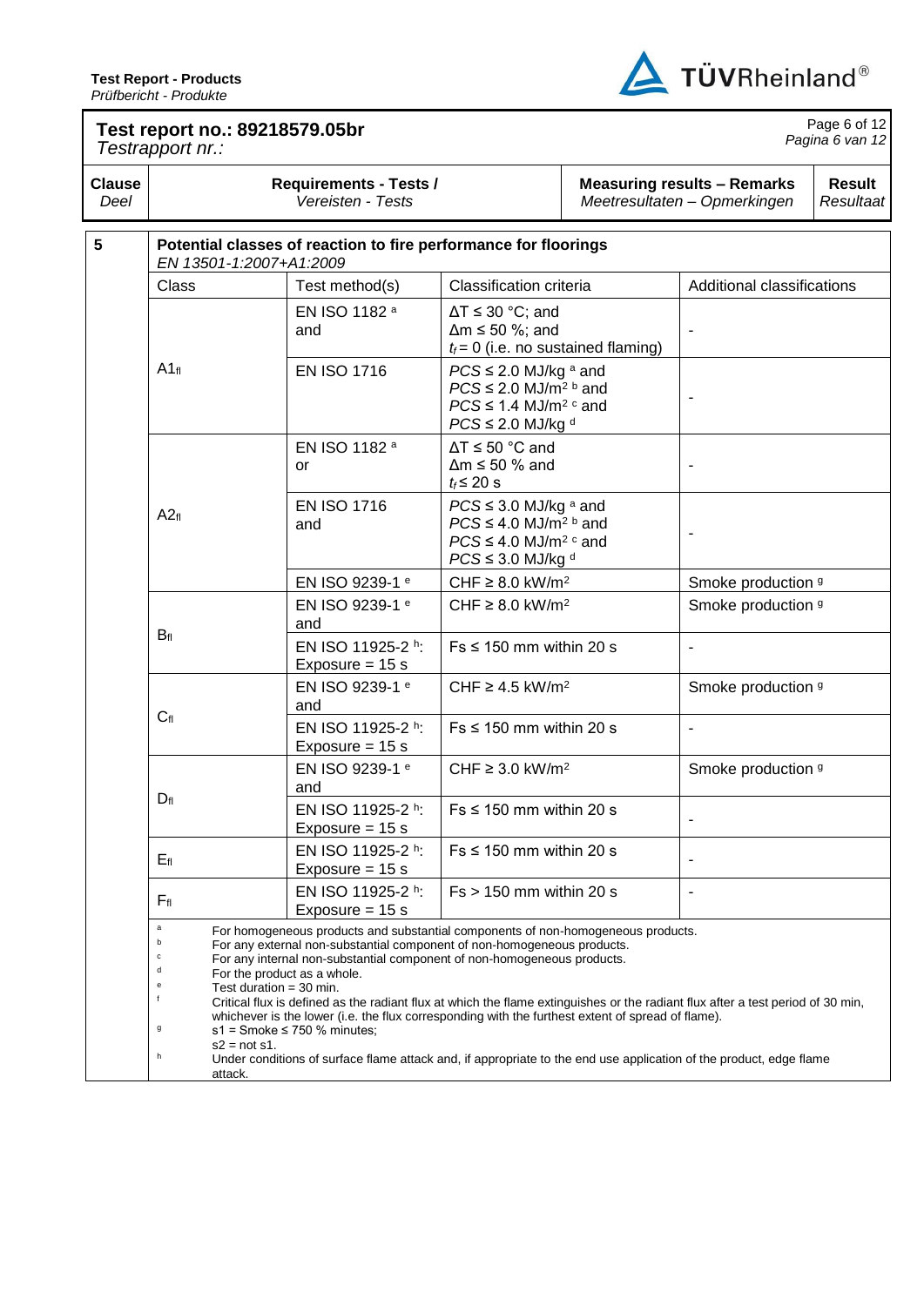**Test report no.: 89218579.05br**
*Testrapport nr.:*

| Clause *Deel* | Requirements - Tests / *Vereisten - Tests* | Measuring results – Remarks *Meetresultaten – Opmerkingen* | Result *Resultaat* |
|---|---|---|---|

**5** **Potential classes of reaction to fire performance for floorings**
*EN 13501-1:2007+A1:2009*

| Class | Test method(s) | Classification criteria | Additional classifications |
|---|---|---|---|
| $A1_{fl}$ | EN ISO 1182 [a] and | $\Delta T \leq 30$ °C; and $\Delta m \leq 50$ %; and $t_f = 0$ (i.e. no sustained flaming) | - |
| | EN ISO 1716 | $PCS \leq 2.0$ MJ/kg [a] and $PCS \leq 2.0$ MJ/m² [b] and $PCS \leq 1.4$ MJ/m² [c] and $PCS \leq 2.0$ MJ/kg [d] | - |
| $A2_{fl}$ | EN ISO 1182 [a] or | $\Delta T \leq 50$ °C and $\Delta m \leq 50$ % and $t_f \leq 20$ s | - |
| | EN ISO 1716 and | $PCS \leq 3.0$ MJ/kg [a] and $PCS \leq 4.0$ MJ/m² [b] and $PCS \leq 4.0$ MJ/m² [c] and $PCS \leq 3.0$ MJ/kg [d] | - |
| | EN ISO 9239-1 [e] | CHF ≥ 8.0 kW/m² | Smoke production [g] |
| $B_{fl}$ | EN ISO 9239-1 [e] and | CHF ≥ 8.0 kW/m² | Smoke production [g] |
| | EN ISO 11925-2 [h]: Exposure = 15 s | Fs ≤ 150 mm within 20 s | - |
| $C_{fl}$ | EN ISO 9239-1 [e] and | CHF ≥ 4.5 kW/m² | Smoke production [g] |
| | EN ISO 11925-2 [h]: Exposure = 15 s | Fs ≤ 150 mm within 20 s | - |
| $D_{fl}$ | EN ISO 9239-1 [e] and | CHF ≥ 3.0 kW/m² | Smoke production [g] |
| | EN ISO 11925-2 [h]: Exposure = 15 s | Fs ≤ 150 mm within 20 s | - |
| $E_{fl}$ | EN ISO 11925-2 [h]: Exposure = 15 s | Fs ≤ 150 mm within 20 s | - |
| $F_{fl}$ | EN ISO 11925-2 [h]: Exposure = 15 s | Fs > 150 mm within 20 s | - |

[a] For homogeneous products and substantial components of non-homogeneous products.
[b] For any external non-substantial component of non-homogeneous products.
[c] For any internal non-substantial component of non-homogeneous products.
[d] For the product as a whole.
[e] Test duration = 30 min.
[f] Critical flux is defined as the radiant flux at which the flame extinguishes or the radiant flux after a test period of 30 min, whichever is the lower (i.e. the flux corresponding with the furthest extent of spread of flame).
[g] s1 = Smoke ≤ 750 % minutes;
s2 = not s1.
[h] Under conditions of surface flame attack and, if appropriate to the end use application of the product, edge flame attack.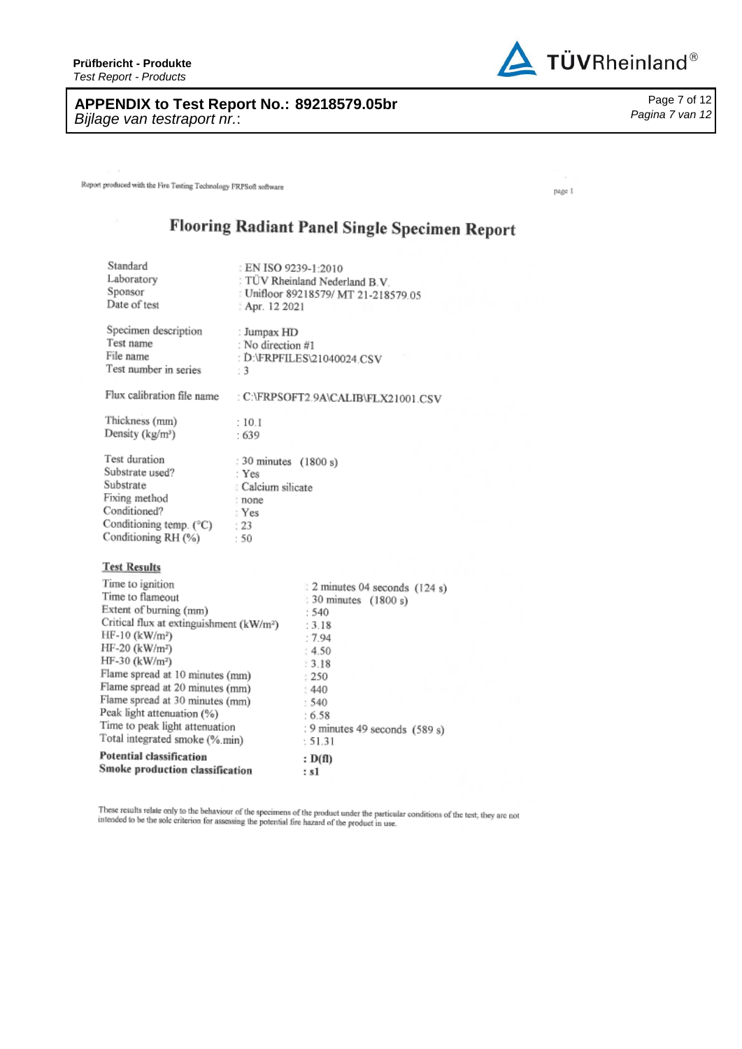**Prüfbericht - Produkte**
*Test Report - Products*

## APPENDIX to Test Report No.: 89218579.05br
*Bijlage van testraport nr.*:

Report produced with the Fire Testing Technology FRPSoft software

page 1

# Flooring Radiant Panel Single Specimen Report

| | |
|---|---|
| Standard | : EN ISO 9239-1:2010 |
| Laboratory | : TÜV Rheinland Nederland B.V. |
| Sponsor | : Unifloor 89218579/ MT 21-218579.05 |
| Date of test | : Apr. 12 2021 |
| | |
| Specimen description | : Jumpax HD |
| Test name | : No direction #1 |
| File name | : D:\FRPFILES\21040024.CSV |
| Test number in series | : 3 |
| | |
| Flux calibration file name | : C:\FRPSOFT2.9A\CALIB\FLX21001.CSV |
| | |
| Thickness (mm) | : 10.1 |
| Density (kg/m³) | : 639 |
| | |
| Test duration | : 30 minutes (1800 s) |
| Substrate used? | : Yes |
| Substrate | : Calcium silicate |
| Fixing method | : none |
| Conditioned? | : Yes |
| Conditioning temp. (°C) | : 23 |
| Conditioning RH (%) | : 50 |

**Test Results**

| | |
|---|---|
| Time to ignition | : 2 minutes 04 seconds (124 s) |
| Time to flameout | : 30 minutes (1800 s) |
| Extent of burning (mm) | : 540 |
| Critical flux at extinguishment (kW/m²) | : 3.18 |
| HF-10 (kW/m²) | : 7.94 |
| HF-20 (kW/m²) | : 4.50 |
| HF-30 (kW/m²) | : 3.18 |
| Flame spread at 10 minutes (mm) | : 250 |
| Flame spread at 20 minutes (mm) | : 440 |
| Flame spread at 30 minutes (mm) | : 540 |
| Peak light attenuation (%) | : 6.58 |
| Time to peak light attenuation | : 9 minutes 49 seconds (589 s) |
| Total integrated smoke (%.min) | : 51.31 |
| **Potential classification** | **: D(fl)** |
| **Smoke production classification** | **: s1** |

These results relate only to the behaviour of the specimens of the product under the particular conditions of the test; they are not intended to be the sole criterion for assessing the potential fire hazard of the product in use.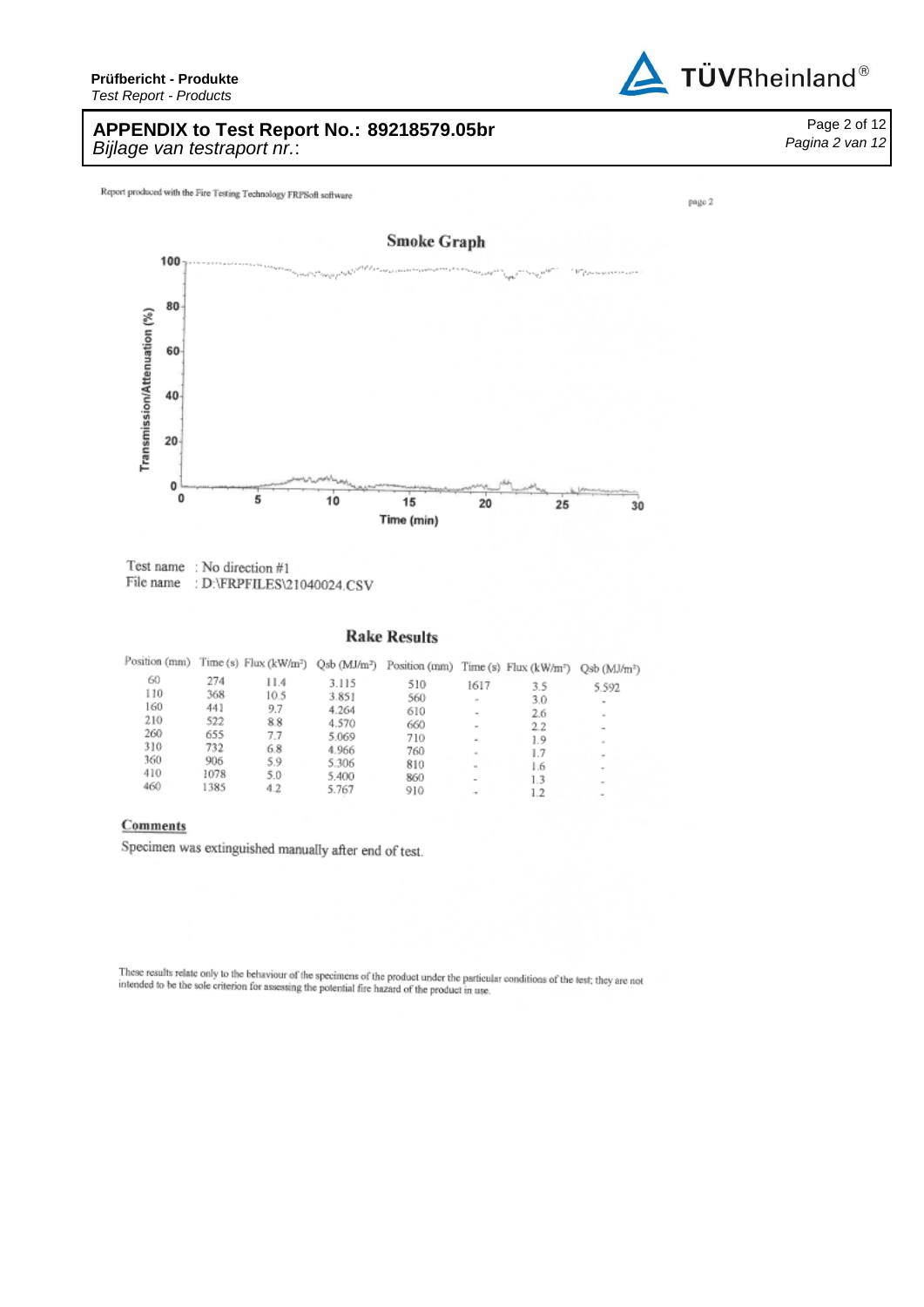**APPENDIX to Test Report No.: 89218579.05br**
*Bijlage van testraport nr.*:

Report produced with the Fire Testing Technology FRPSoft software

## Smoke Graph

Transmission/Attenuation (%)

Time (min)

Test name : No direction #1
File name : D:\FRPFILES\21040024.CSV

## Rake Results

| Position (mm) | Time (s) | Flux (kW/m²) | Qsb (MJ/m²) | Position (mm) | Time (s) | Flux (kW/m²) | Qsb (MJ/m²) |
|---|---|---|---|---|---|---|---|
| 60 | 274 | 11.4 | 3.115 | 510 | 1617 | 3.5 | 5.592 |
| 110 | 368 | 10.5 | 3.851 | 560 | - | 3.0 | - |
| 160 | 441 | 9.7 | 4.264 | 610 | - | 2.6 | - |
| 210 | 522 | 8.8 | 4.570 | 660 | - | 2.2 | - |
| 260 | 655 | 7.7 | 5.069 | 710 | - | 1.9 | - |
| 310 | 732 | 6.8 | 4.966 | 760 | - | 1.7 | - |
| 360 | 906 | 5.9 | 5.306 | 810 | - | 1.6 | - |
| 410 | 1078 | 5.0 | 5.400 | 860 | - | 1.3 | - |
| 460 | 1385 | 4.2 | 5.767 | 910 | - | 1.2 | - |

**Comments**

Specimen was extinguished manually after end of test.

These results relate only to the behaviour of the specimens of the product under the particular conditions of the test; they are not intended to be the sole criterion for assessing the potential fire hazard of the product in use.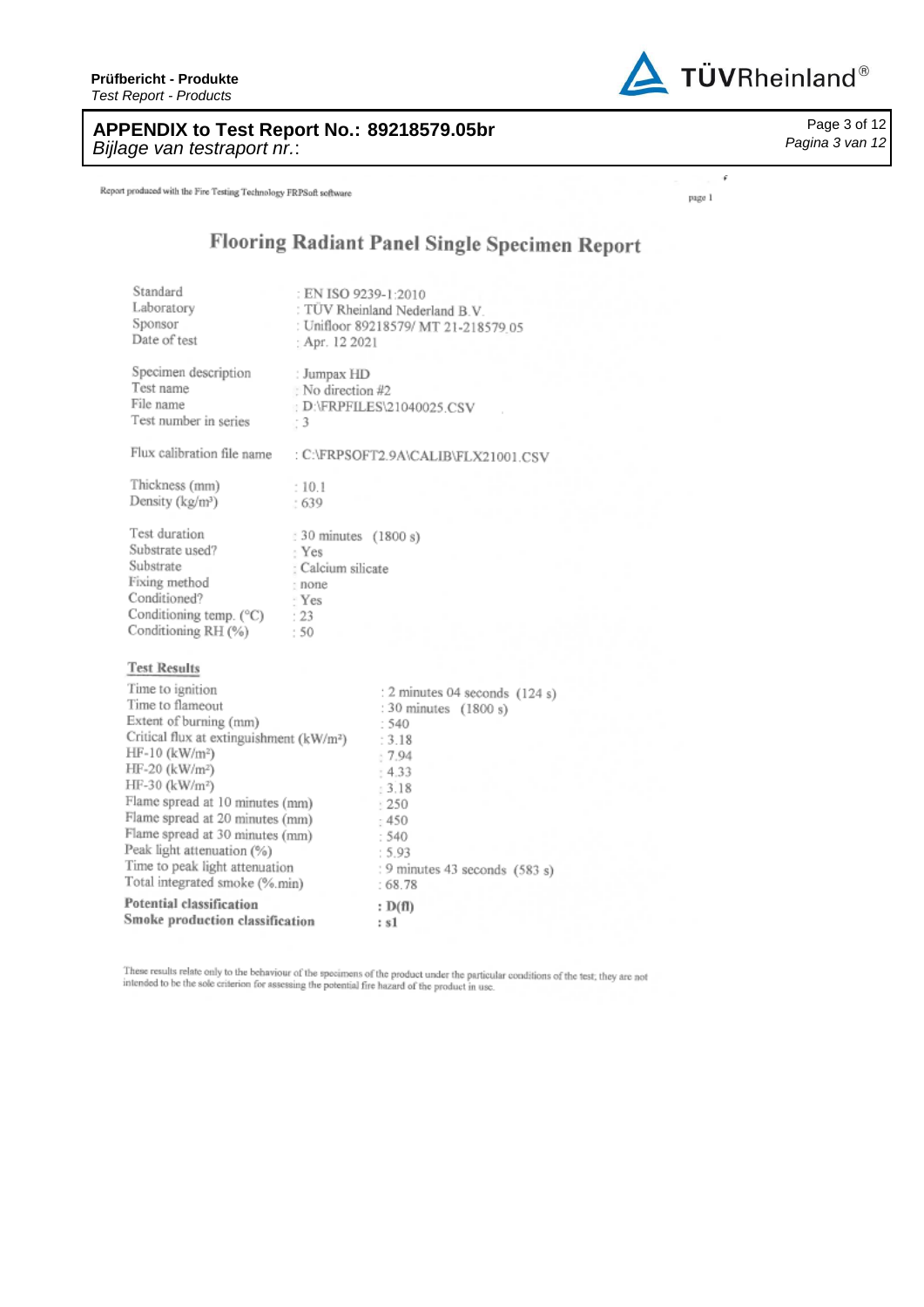**Prüfbericht - Produkte**
*Test Report - Products*

**APPENDIX to Test Report No.: 89218579.05br**
*Bijlage van testraport nr.*:

Report produced with the Fire Testing Technology FRPSoft software

# Flooring Radiant Panel Single Specimen Report

| | |
|---|---|
| Standard | : EN ISO 9239-1:2010 |
| Laboratory | : TÜV Rheinland Nederland B.V. |
| Sponsor | : Unifloor 89218579/ MT 21-218579.05 |
| Date of test | : Apr. 12 2021 |
| Specimen description | : Jumpax HD |
| Test name | : No direction #2 |
| File name | : D:\FRPFILES\21040025.CSV |
| Test number in series | : 3 |
| Flux calibration file name | : C:\FRPSOFT2.9A\CALIB\FLX21001.CSV |
| Thickness (mm) | : 10.1 |
| Density (kg/m³) | : 639 |
| Test duration | : 30 minutes (1800 s) |
| Substrate used? | : Yes |
| Substrate | : Calcium silicate |
| Fixing method | : none |
| Conditioned? | : Yes |
| Conditioning temp. (°C) | : 23 |
| Conditioning RH (%) | : 50 |

**Test Results**

| | |
|---|---|
| Time to ignition | : 2 minutes 04 seconds (124 s) |
| Time to flameout | : 30 minutes (1800 s) |
| Extent of burning (mm) | : 540 |
| Critical flux at extinguishment (kW/m²) | : 3.18 |
| HF-10 (kW/m²) | : 7.94 |
| HF-20 (kW/m²) | : 4.33 |
| HF-30 (kW/m²) | : 3.18 |
| Flame spread at 10 minutes (mm) | : 250 |
| Flame spread at 20 minutes (mm) | : 450 |
| Flame spread at 30 minutes (mm) | : 540 |
| Peak light attenuation (%) | : 5.93 |
| Time to peak light attenuation | : 9 minutes 43 seconds (583 s) |
| Total integrated smoke (%.min) | : 68.78 |
| **Potential classification** | **: D(fl)** |
| **Smoke production classification** | **: s1** |

These results relate only to the behaviour of the specimens of the product under the particular conditions of the test; they are not intended to be the sole criterion for assessing the potential fire hazard of the product in use.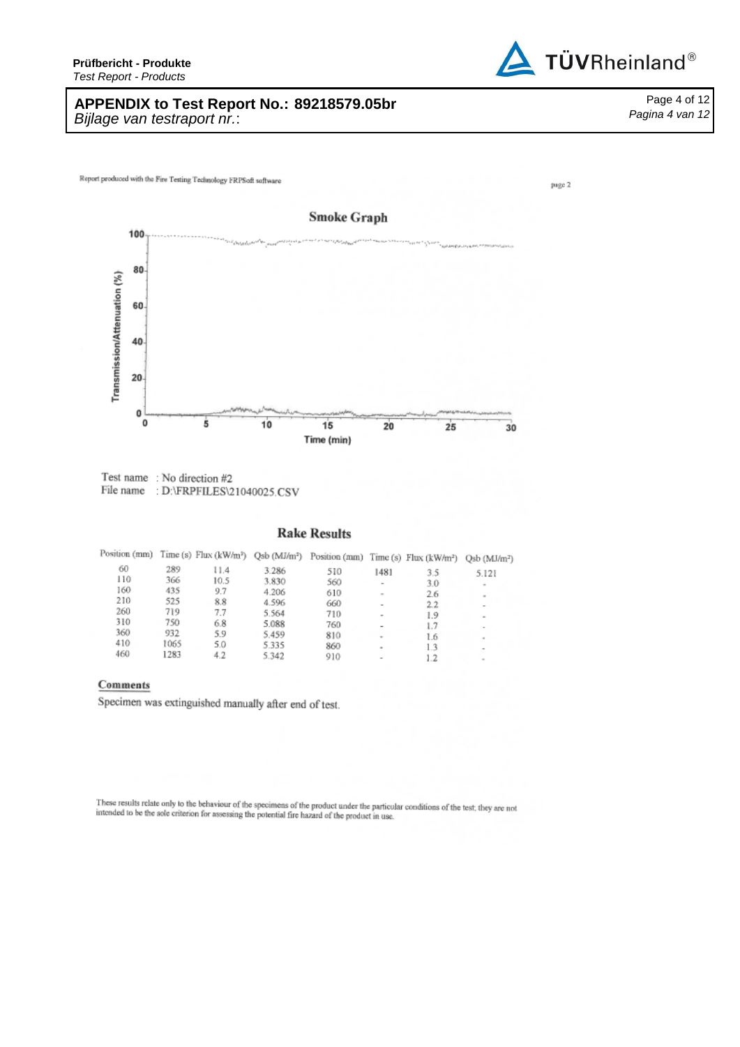## APPENDIX to Test Report No.: 89218579.05br
*Bijlage van testraport nr.*:

Report produced with the Fire Testing Technology FRPSoft software

page 2

**Smoke Graph**

Test name : No direction #2
File name : D:\FRPFILES\21040025.CSV

### Rake Results

| Position (mm) | Time (s) | Flux (kW/m²) | Qsb (MJ/m²) | Position (mm) | Time (s) | Flux (kW/m²) | Qsb (MJ/m²) |
|---|---|---|---|---|---|---|---|
| 60 | 289 | 11.4 | 3.286 | 510 | 1481 | 3.5 | 5.121 |
| 110 | 366 | 10.5 | 3.830 | 560 | - | 3.0 | - |
| 160 | 435 | 9.7 | 4.206 | 610 | - | 2.6 | - |
| 210 | 525 | 8.8 | 4.596 | 660 | - | 2.2 | - |
| 260 | 719 | 7.7 | 5.564 | 710 | - | 1.9 | - |
| 310 | 750 | 6.8 | 5.088 | 760 | - | 1.7 | - |
| 360 | 932 | 5.9 | 5.459 | 810 | - | 1.6 | - |
| 410 | 1065 | 5.0 | 5.335 | 860 | - | 1.3 | - |
| 460 | 1283 | 4.2 | 5.342 | 910 | - | 1.2 | - |

**Comments**

Specimen was extinguished manually after end of test.

These results relate only to the behaviour of the specimens of the product under the particular conditions of the test; they are not intended to be the sole criterion for assessing the potential fire hazard of the product in use.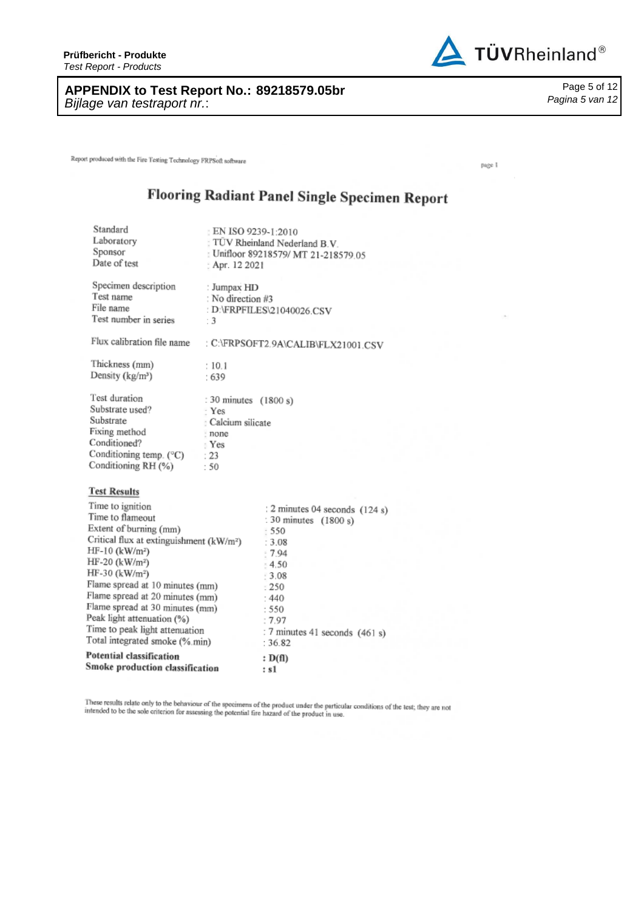**APPENDIX to Test Report No.: 89218579.05br**
*Bijlage van testraport nr.*:

Report produced with the Fire Testing Technology FRPSoft software

# Flooring Radiant Panel Single Specimen Report

| | |
|---|---|
| Standard | : EN ISO 9239-1:2010 |
| Laboratory | : TÜV Rheinland Nederland B.V. |
| Sponsor | : Unifloor 89218579/ MT 21-218579.05 |
| Date of test | : Apr. 12 2021 |
| | |
| Specimen description | : Jumpax HD |
| Test name | : No direction #3 |
| File name | : D:\FRPFILES\21040026.CSV |
| Test number in series | : 3 |
| | |
| Flux calibration file name | : C:\FRPSOFT2.9A\CALIB\FLX21001.CSV |
| | |
| Thickness (mm) | : 10.1 |
| Density (kg/m³) | : 639 |
| | |
| Test duration | : 30 minutes (1800 s) |
| Substrate used? | : Yes |
| Substrate | : Calcium silicate |
| Fixing method | : none |
| Conditioned? | : Yes |
| Conditioning temp. (°C) | : 23 |
| Conditioning RH (%) | : 50 |

**Test Results**

| | |
|---|---|
| Time to ignition | : 2 minutes 04 seconds (124 s) |
| Time to flameout | : 30 minutes (1800 s) |
| Extent of burning (mm) | : 550 |
| Critical flux at extinguishment (kW/m²) | : 3.08 |
| HF-10 (kW/m²) | : 7.94 |
| HF-20 (kW/m²) | : 4.50 |
| HF-30 (kW/m²) | : 3.08 |
| Flame spread at 10 minutes (mm) | : 250 |
| Flame spread at 20 minutes (mm) | : 440 |
| Flame spread at 30 minutes (mm) | : 550 |
| Peak light attenuation (%) | : 7.97 |
| Time to peak light attenuation | : 7 minutes 41 seconds (461 s) |
| Total integrated smoke (%.min) | : 36.82 |
| **Potential classification** | **: D(fl)** |
| **Smoke production classification** | **: s1** |

These results relate only to the behaviour of the specimens of the product under the particular conditions of the test; they are not intended to be the sole criterion for assessing the potential fire hazard of the product in use.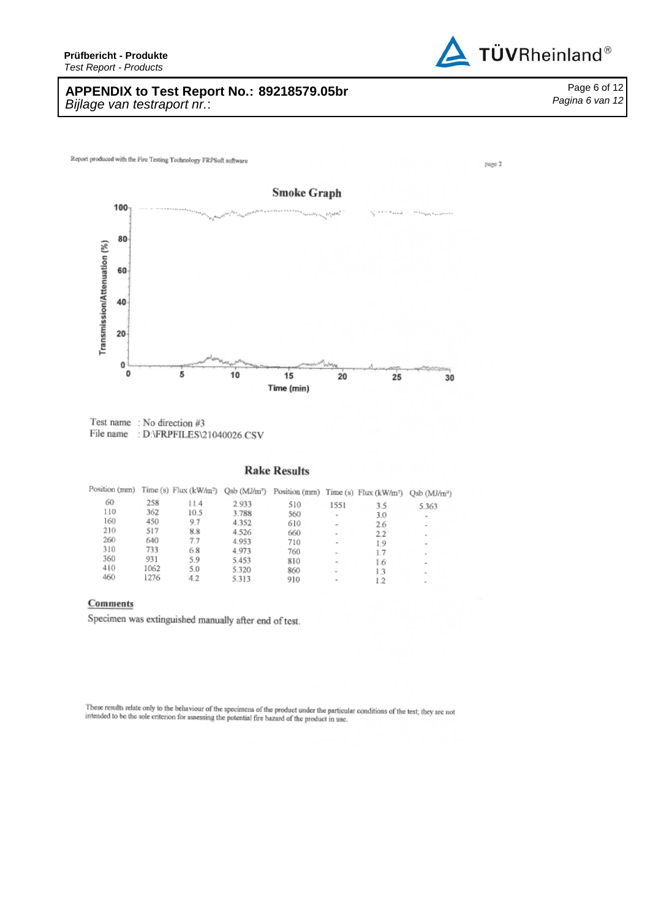# APPENDIX to Test Report No.: 89218579.05br

*Bijlage van testraport nr.*:

Report produced with the Fire Testing Technology FRPSoft software

## Smoke Graph

Transmission/Attenuation (%)

100
80
60
40
20
0

0
5
10
15
20
25
30

Time (min)

Test name : No direction #3
File name : D:\FRPFILES\21040026.CSV

## Rake Results

| Position (mm) | Time (s) | Flux (kW/m²) | Qsb (MJ/m²) | Position (mm) | Time (s) | Flux (kW/m²) | Qsb (MJ/m²) |
|---|---|---|---|---|---|---|---|
| 60 | 258 | 11.4 | 2.933 | 510 | 1551 | 3.5 | 5.363 |
| 110 | 362 | 10.5 | 3.788 | 560 | - | 3.0 | - |
| 160 | 450 | 9.7 | 4.352 | 610 | - | 2.6 | - |
| 210 | 517 | 8.8 | 4.526 | 660 | - | 2.2 | - |
| 260 | 640 | 7.7 | 4.953 | 710 | - | 1.9 | - |
| 310 | 733 | 6.8 | 4.973 | 760 | - | 1.7 | - |
| 360 | 931 | 5.9 | 5.453 | 810 | - | 1.6 | - |
| 410 | 1062 | 5.0 | 5.320 | 860 | - | 1.3 | - |
| 460 | 1276 | 4.2 | 5.313 | 910 | - | 1.2 | - |

**Comments**

Specimen was extinguished manually after end of test.

These results relate only to the behaviour of the specimens of the product under the particular conditions of the test; they are not intended to be the sole criterion for assessing the potential fire hazard of the product in use.